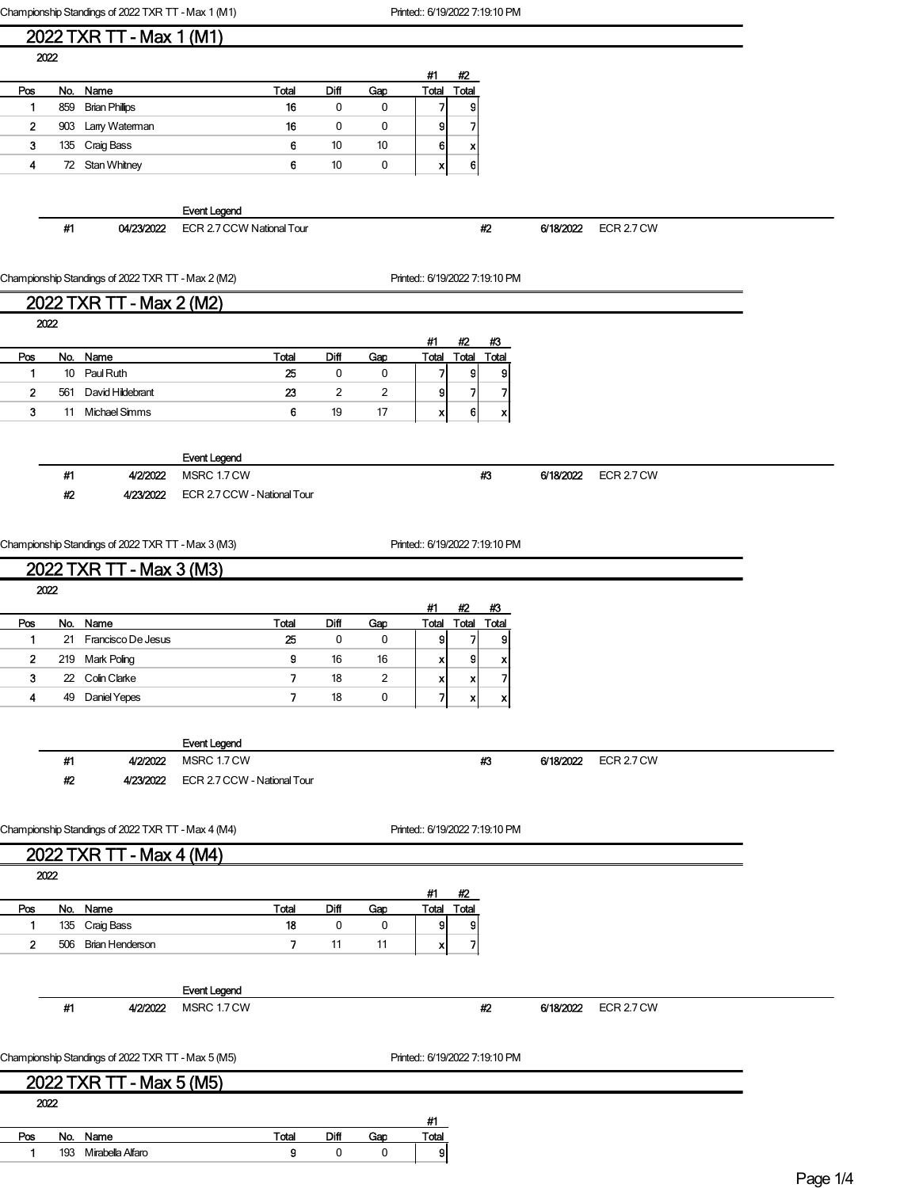## 2022 TXR TT - Max 1 (M1)

2022

| Pos | No. | Name | Total | Diff | Gap | #1 Total | #2 Total |
|---|---|---|---|---|---|---|---|
| 1 | 859 | Brian Phillips | 16 | 0 | 0 | 7 | 9 |
| 2 | 903 | Larry Waterman | 16 | 0 | 0 | 9 | 7 |
| 3 | 135 | Craig Bass | 6 | 10 | 10 | 6 | x |
| 4 | 72 | Stan Whitney | 6 | 10 | 0 | x | 6 |

**Event Legend**

| # | Date | Event |
|---|---|---|
| #1 | 04/23/2022 | ECR 2.7 CCW National Tour |
| #2 | 6/18/2022 | ECR 2.7 CW |

Championship Standings of 2022 TXR TT - Max 2 (M2) — Printed:: 6/19/2022 7:19:10 PM

## 2022 TXR TT - Max 2 (M2)

2022

| Pos | No. | Name | Total | Diff | Gap | #1 Total | #2 Total | #3 Total |
|---|---|---|---|---|---|---|---|---|
| 1 | 10 | Paul Ruth | 25 | 0 | 0 | 7 | 9 | 9 |
| 2 | 561 | David Hildebrant | 23 | 2 | 2 | 9 | 7 | 7 |
| 3 | 11 | Michael Simms | 6 | 19 | 17 | x | 6 | x |

**Event Legend**

| # | Date | Event |
|---|---|---|
| #1 | 4/2/2022 | MSRC 1.7 CW |
| #2 | 4/23/2022 | ECR 2.7 CCW - National Tour |
| #3 | 6/18/2022 | ECR 2.7 CW |

Championship Standings of 2022 TXR TT - Max 3 (M3) — Printed:: 6/19/2022 7:19:10 PM

## 2022 TXR TT - Max 3 (M3)

2022

| Pos | No. | Name | Total | Diff | Gap | #1 Total | #2 Total | #3 Total |
|---|---|---|---|---|---|---|---|---|
| 1 | 21 | Francisco De Jesus | 25 | 0 | 0 | 9 | 7 | 9 |
| 2 | 219 | Mark Poling | 9 | 16 | 16 | x | 9 | x |
| 3 | 22 | Colin Clarke | 7 | 18 | 2 | x | x | 7 |
| 4 | 49 | Daniel Yepes | 7 | 18 | 0 | 7 | x | x |

**Event Legend**

| # | Date | Event |
|---|---|---|
| #1 | 4/2/2022 | MSRC 1.7 CW |
| #2 | 4/23/2022 | ECR 2.7 CCW - National Tour |
| #3 | 6/18/2022 | ECR 2.7 CW |

Championship Standings of 2022 TXR TT - Max 4 (M4) — Printed:: 6/19/2022 7:19:10 PM

## 2022 TXR TT - Max 4 (M4)

2022

| Pos | No. | Name | Total | Diff | Gap | #1 Total | #2 Total |
|---|---|---|---|---|---|---|---|
| 1 | 135 | Craig Bass | 18 | 0 | 0 | 9 | 9 |
| 2 | 506 | Brian Henderson | 7 | 11 | 11 | x | 7 |

**Event Legend**

| # | Date | Event |
|---|---|---|
| #1 | 4/2/2022 | MSRC 1.7 CW |
| #2 | 6/18/2022 | ECR 2.7 CW |

Championship Standings of 2022 TXR TT - Max 5 (M5) — Printed:: 6/19/2022 7:19:10 PM

## 2022 TXR TT - Max 5 (M5)

2022

| Pos | No. | Name | Total | Diff | Gap | #1 Total |
|---|---|---|---|---|---|---|
| 1 | 193 | Mirabella Alfaro | 9 | 0 | 0 | 9 |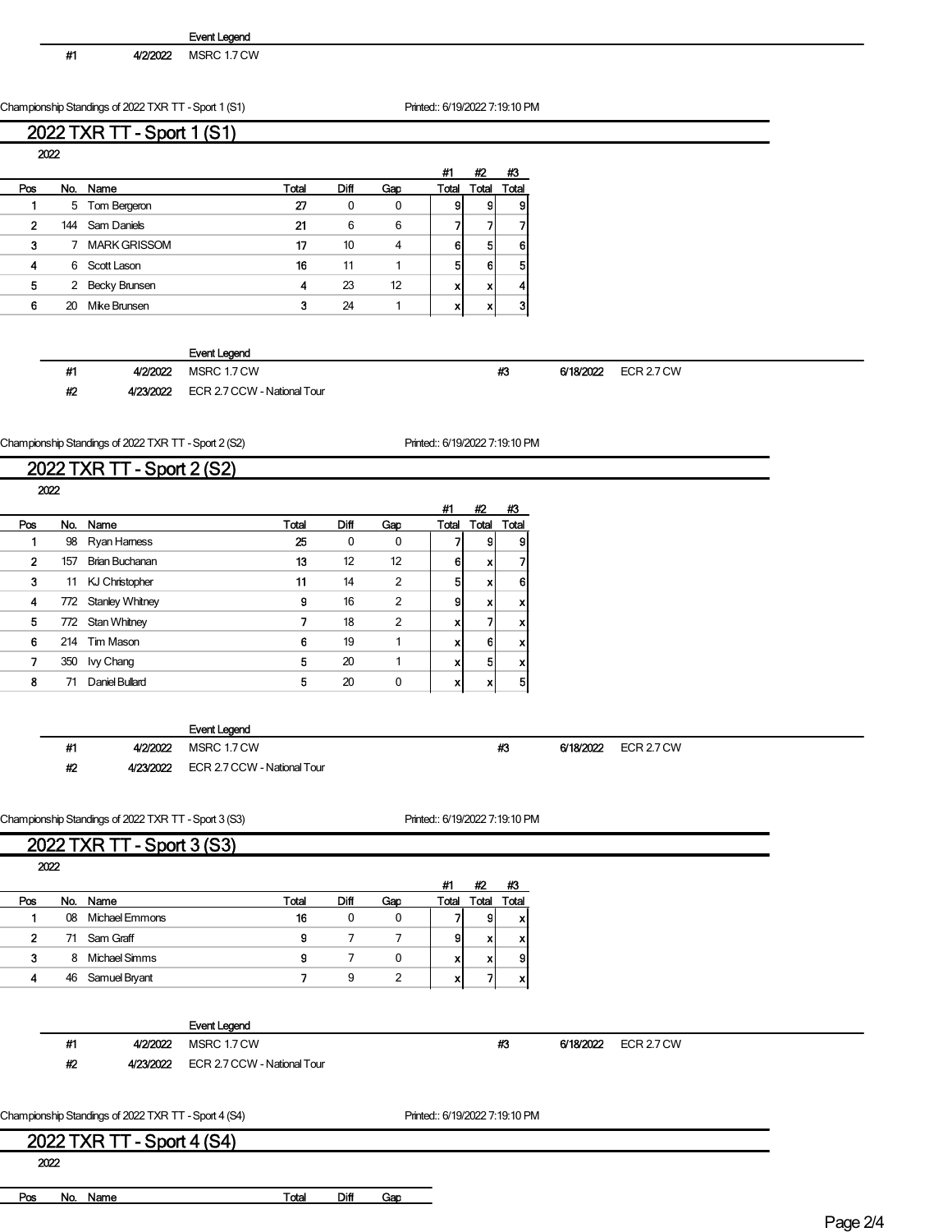Event Legend

| | | |
|---|---|---|
| #1 | 4/2/2022 | MSRC 1.7 CW |

Championship Standings of 2022 TXR TT - Sport 1 (S1) Printed:: 6/19/2022 7:19:10 PM

## 2022 TXR TT - Sport 1 (S1)

2022

| Pos | No. | Name | Total | Diff | Gap | #1 Total | #2 Total | #3 Total |
|---|---|---|---|---|---|---|---|---|
| 1 | 5 | Tom Bergeron | 27 | 0 | 0 | 9 | 9 | 9 |
| 2 | 144 | Sam Daniels | 21 | 6 | 6 | 7 | 7 | 7 |
| 3 | 7 | MARK GRISSOM | 17 | 10 | 4 | 6 | 5 | 6 |
| 4 | 6 | Scott Lason | 16 | 11 | 1 | 5 | 6 | 5 |
| 5 | 2 | Becky Brunsen | 4 | 23 | 12 | x | x | 4 |
| 6 | 20 | Mike Brunsen | 3 | 24 | 1 | x | x | 3 |

Event Legend

| | | | | | |
|---|---|---|---|---|---|
| #1 | 4/2/2022 | MSRC 1.7 CW | #3 | 6/18/2022 | ECR 2.7 CW |
| #2 | 4/23/2022 | ECR 2.7 CCW - National Tour | | | |

Championship Standings of 2022 TXR TT - Sport 2 (S2) Printed:: 6/19/2022 7:19:10 PM

## 2022 TXR TT - Sport 2 (S2)

2022

| Pos | No. | Name | Total | Diff | Gap | #1 Total | #2 Total | #3 Total |
|---|---|---|---|---|---|---|---|---|
| 1 | 98 | Ryan Harness | 25 | 0 | 0 | 7 | 9 | 9 |
| 2 | 157 | Brian Buchanan | 13 | 12 | 12 | 6 | x | 7 |
| 3 | 11 | KJ Christopher | 11 | 14 | 2 | 5 | x | 6 |
| 4 | 772 | Stanley Whitney | 9 | 16 | 2 | 9 | x | x |
| 5 | 772 | Stan Whitney | 7 | 18 | 2 | x | 7 | x |
| 6 | 214 | Tim Mason | 6 | 19 | 1 | x | 6 | x |
| 7 | 350 | Ivy Chang | 5 | 20 | 1 | x | 5 | x |
| 8 | 71 | Daniel Bullard | 5 | 20 | 0 | x | x | 5 |

Event Legend

| | | | | | |
|---|---|---|---|---|---|
| #1 | 4/2/2022 | MSRC 1.7 CW | #3 | 6/18/2022 | ECR 2.7 CW |
| #2 | 4/23/2022 | ECR 2.7 CCW - National Tour | | | |

Championship Standings of 2022 TXR TT - Sport 3 (S3) Printed:: 6/19/2022 7:19:10 PM

## 2022 TXR TT - Sport 3 (S3)

2022

| Pos | No. | Name | Total | Diff | Gap | #1 Total | #2 Total | #3 Total |
|---|---|---|---|---|---|---|---|---|
| 1 | 08 | Michael Emmons | 16 | 0 | 0 | 7 | 9 | x |
| 2 | 71 | Sam Graff | 9 | 7 | 7 | 9 | x | x |
| 3 | 8 | Michael Simms | 9 | 7 | 0 | x | x | 9 |
| 4 | 46 | Samuel Bryant | 7 | 9 | 2 | x | 7 | x |

Event Legend

| | | | | | |
|---|---|---|---|---|---|
| #1 | 4/2/2022 | MSRC 1.7 CW | #3 | 6/18/2022 | ECR 2.7 CW |
| #2 | 4/23/2022 | ECR 2.7 CCW - National Tour | | | |

Championship Standings of 2022 TXR TT - Sport 4 (S4) Printed:: 6/19/2022 7:19:10 PM

## 2022 TXR TT - Sport 4 (S4)

2022

| Pos | No. | Name | Total | Diff | Gap |
|---|---|---|---|---|---|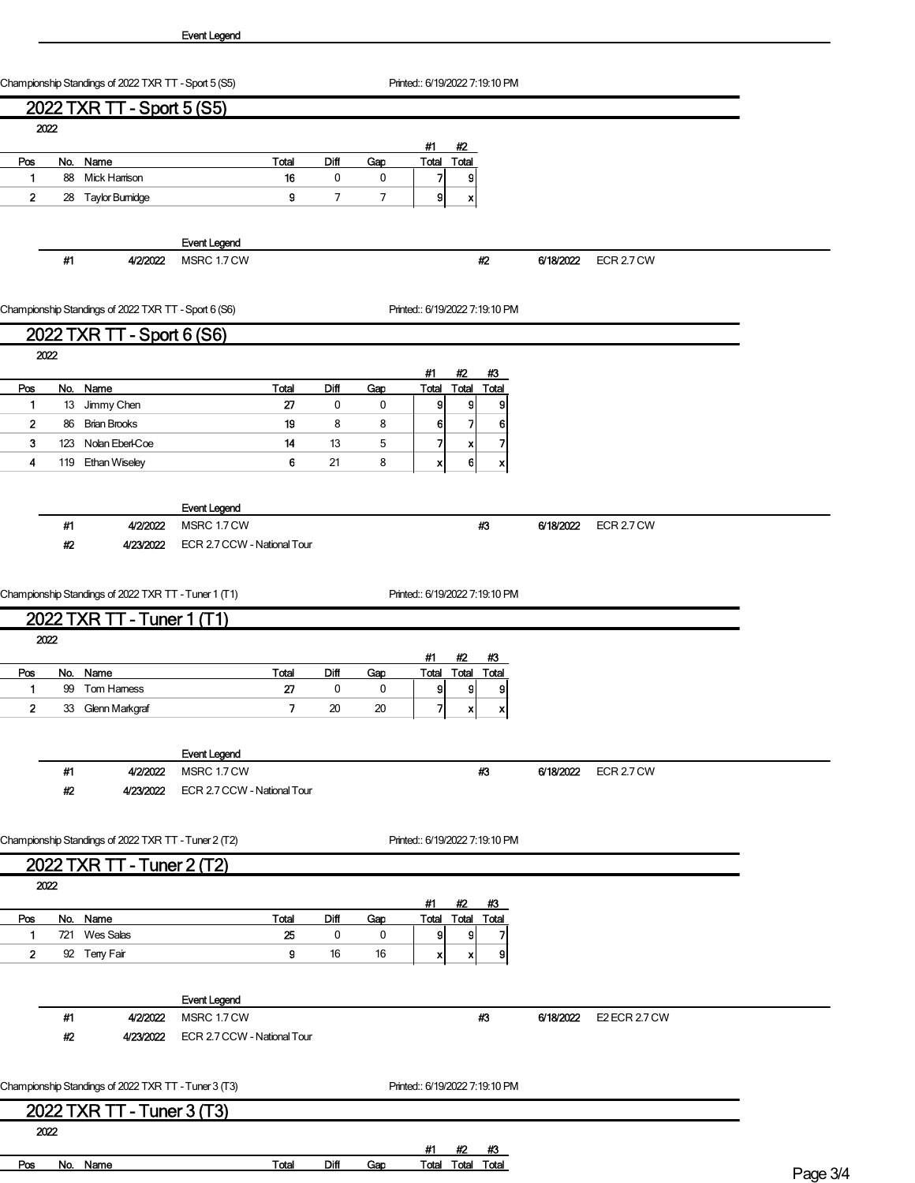Event Legend

Championship Standings of 2022 TXR TT - Sport 5 (S5) Printed:: 6/19/2022 7:19:10 PM

## 2022 TXR TT - Sport 5 (S5)

2022

| Pos | No. | Name | Total | Diff | Gap | #1 Total | #2 Total |
|---|---|---|---|---|---|---|---|
| 1 | 88 | Mick Harrison | 16 | 0 | 0 | 7 | 9 |
| 2 | 28 | Taylor Burnidge | 9 | 7 | 7 | 9 | x |

Event Legend

| # | Date | Event |
|---|---|---|
| #1 | 4/2/2022 | MSRC 1.7 CW |
| #2 | 6/18/2022 | ECR 2.7 CW |

Championship Standings of 2022 TXR TT - Sport 6 (S6) Printed:: 6/19/2022 7:19:10 PM

## 2022 TXR TT - Sport 6 (S6)

2022

| Pos | No. | Name | Total | Diff | Gap | #1 Total | #2 Total | #3 Total |
|---|---|---|---|---|---|---|---|---|
| 1 | 13 | Jimmy Chen | 27 | 0 | 0 | 9 | 9 | 9 |
| 2 | 86 | Brian Brooks | 19 | 8 | 8 | 6 | 7 | 6 |
| 3 | 123 | Nolan Ebert-Coe | 14 | 13 | 5 | 7 | x | 7 |
| 4 | 119 | Ethan Wiseley | 6 | 21 | 8 | x | 6 | x |

Event Legend

| # | Date | Event |
|---|---|---|
| #1 | 4/2/2022 | MSRC 1.7 CW |
| #2 | 4/23/2022 | ECR 2.7 CCW - National Tour |
| #3 | 6/18/2022 | ECR 2.7 CW |

Championship Standings of 2022 TXR TT - Tuner 1 (T1) Printed:: 6/19/2022 7:19:10 PM

## 2022 TXR TT - Tuner 1 (T1)

2022

| Pos | No. | Name | Total | Diff | Gap | #1 Total | #2 Total | #3 Total |
|---|---|---|---|---|---|---|---|---|
| 1 | 99 | Tom Harness | 27 | 0 | 0 | 9 | 9 | 9 |
| 2 | 33 | Glenn Markgraf | 7 | 20 | 20 | 7 | x | x |

Event Legend

| # | Date | Event |
|---|---|---|
| #1 | 4/2/2022 | MSRC 1.7 CW |
| #2 | 4/23/2022 | ECR 2.7 CCW - National Tour |
| #3 | 6/18/2022 | ECR 2.7 CW |

Championship Standings of 2022 TXR TT - Tuner 2 (T2) Printed:: 6/19/2022 7:19:10 PM

## 2022 TXR TT - Tuner 2 (T2)

2022

| Pos | No. | Name | Total | Diff | Gap | #1 Total | #2 Total | #3 Total |
|---|---|---|---|---|---|---|---|---|
| 1 | 721 | Wes Salas | 25 | 0 | 0 | 9 | 9 | 7 |
| 2 | 92 | Terry Fair | 9 | 16 | 16 | x | x | 9 |

Event Legend

| # | Date | Event |
|---|---|---|
| #1 | 4/2/2022 | MSRC 1.7 CW |
| #2 | 4/23/2022 | ECR 2.7 CCW - National Tour |
| #3 | 6/18/2022 | E2 ECR 2.7 CW |

Championship Standings of 2022 TXR TT - Tuner 3 (T3) Printed:: 6/19/2022 7:19:10 PM

## 2022 TXR TT - Tuner 3 (T3)

2022

| Pos | No. | Name | Total | Diff | Gap | #1 Total | #2 Total | #3 Total |
|---|---|---|---|---|---|---|---|---|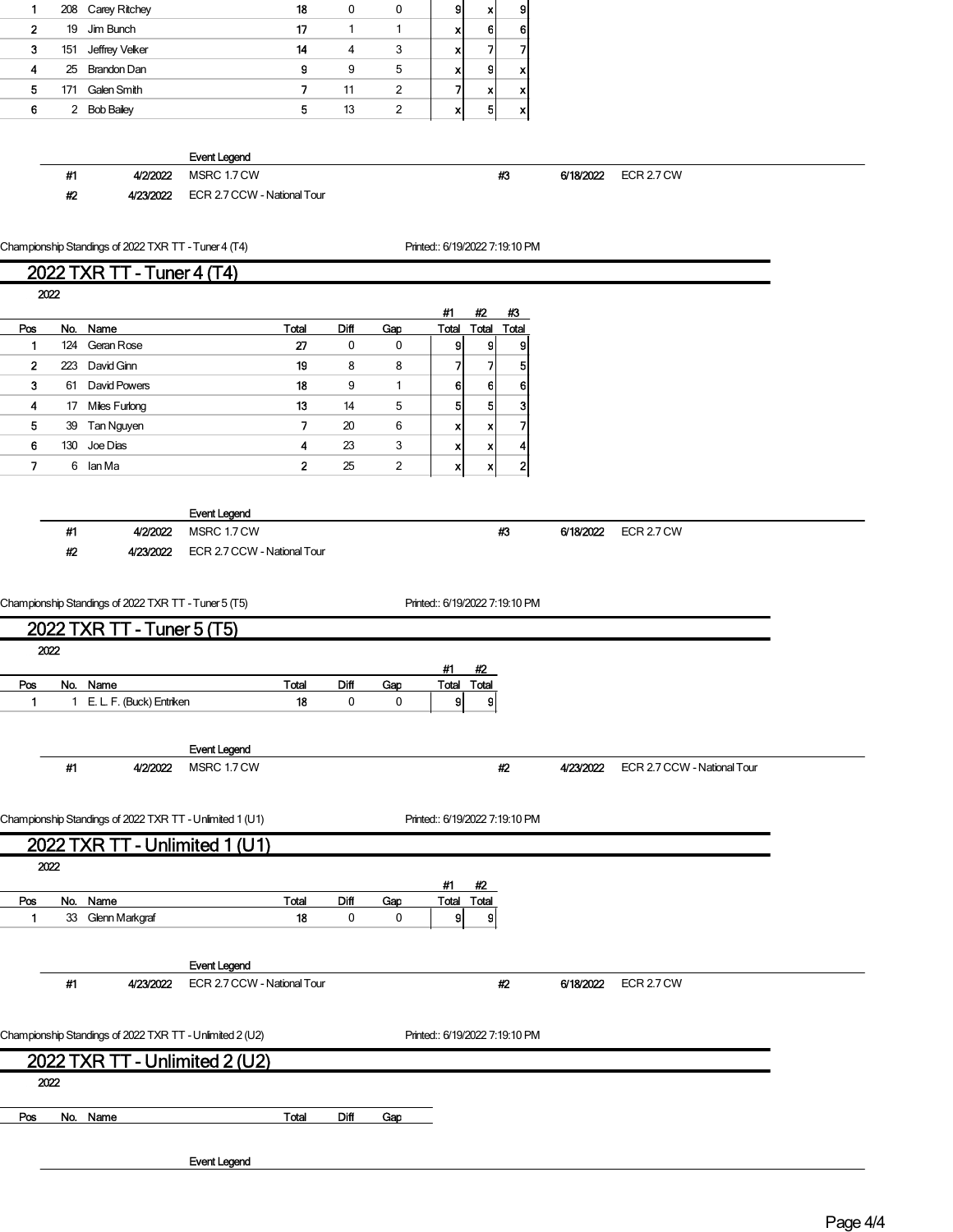| Pos | No. | Name | Total | Diff | Gap | #1 Total | #2 Total | #3 Total |
|---|---|---|---|---|---|---|---|---|
| 1 | 208 | Carey Ritchey | 18 | 0 | 0 | 9 | x | 9 |
| 2 | 19 | Jim Bunch | 17 | 1 | 1 | x | 6 | 6 |
| 3 | 151 | Jeffrey Velker | 14 | 4 | 3 | x | 7 | 7 |
| 4 | 25 | Brandon Dan | 9 | 9 | 5 | x | 9 | x |
| 5 | 171 | Galen Smith | 7 | 11 | 2 | 7 | x | x |
| 6 | 2 | Bob Bailey | 5 | 13 | 2 | x | 5 | x |

**Event Legend**

| | | | | | |
|---|---|---|---|---|---|
| #1 | 4/2/2022 | MSRC 1.7 CW | #3 | 6/18/2022 | ECR 2.7 CW |
| #2 | 4/23/2022 | ECR 2.7 CCW - National Tour | | | |

Championship Standings of 2022 TXR TT - Tuner 4 (T4) Printed:: 6/19/2022 7:19:10 PM

## 2022 TXR TT - Tuner 4 (T4)

2022

| Pos | No. | Name | Total | Diff | Gap | #1 Total | #2 Total | #3 Total |
|---|---|---|---|---|---|---|---|---|
| 1 | 124 | Geran Rose | 27 | 0 | 0 | 9 | 9 | 9 |
| 2 | 223 | David Ginn | 19 | 8 | 8 | 7 | 7 | 5 |
| 3 | 61 | David Powers | 18 | 9 | 1 | 6 | 6 | 6 |
| 4 | 17 | Miles Furlong | 13 | 14 | 5 | 5 | 5 | 3 |
| 5 | 39 | Tan Nguyen | 7 | 20 | 6 | x | x | 7 |
| 6 | 130 | Joe Dias | 4 | 23 | 3 | x | x | 4 |
| 7 | 6 | Ian Ma | 2 | 25 | 2 | x | x | 2 |

**Event Legend**

| | | | | | |
|---|---|---|---|---|---|
| #1 | 4/2/2022 | MSRC 1.7 CW | #3 | 6/18/2022 | ECR 2.7 CW |
| #2 | 4/23/2022 | ECR 2.7 CCW - National Tour | | | |

Championship Standings of 2022 TXR TT - Tuner 5 (T5) Printed:: 6/19/2022 7:19:10 PM

## 2022 TXR TT - Tuner 5 (T5)

2022

| Pos | No. | Name | Total | Diff | Gap | #1 Total | #2 Total |
|---|---|---|---|---|---|---|---|
| 1 | 1 | E. L. F. (Buck) Entriken | 18 | 0 | 0 | 9 | 9 |

**Event Legend**

| | | | | | |
|---|---|---|---|---|---|
| #1 | 4/2/2022 | MSRC 1.7 CW | #2 | 4/23/2022 | ECR 2.7 CCW - National Tour |

Championship Standings of 2022 TXR TT - Unlimited 1 (U1) Printed:: 6/19/2022 7:19:10 PM

## 2022 TXR TT - Unlimited 1 (U1)

2022

| Pos | No. | Name | Total | Diff | Gap | #1 Total | #2 Total |
|---|---|---|---|---|---|---|---|
| 1 | 33 | Glenn Markgraf | 18 | 0 | 0 | 9 | 9 |

**Event Legend**

| | | | | | |
|---|---|---|---|---|---|
| #1 | 4/23/2022 | ECR 2.7 CCW - National Tour | #2 | 6/18/2022 | ECR 2.7 CW |

Championship Standings of 2022 TXR TT - Unlimited 2 (U2) Printed:: 6/19/2022 7:19:10 PM

## 2022 TXR TT - Unlimited 2 (U2)

2022

| Pos | No. | Name | Total | Diff | Gap |
|---|---|---|---|---|---|

**Event Legend**